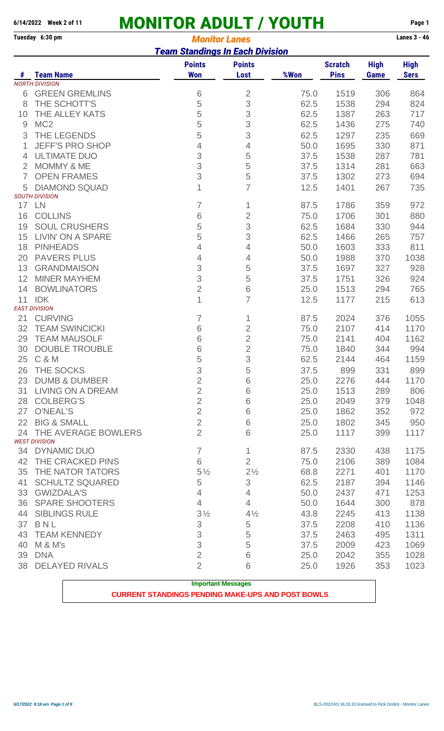6/14/2022 Week 2 of 11

# MONITOR ADULT / YOUTH

Tuesday 6:30 pm

## *Monitor Lanes*

Lanes 3 - 46

### *Team Standings In Each Division*

| # | Team Name | Points Won | Points Lost | %Won | Scratch Pins | High Game | High Sers |
|---|---|---|---|---|---|---|---|
| | *NORTH DIVISION* | | | | | | |
| 6 | GREEN GREMLINS | 6 | 2 | 75.0 | 1519 | 306 | 864 |
| 8 | THE SCHOTT'S | 5 | 3 | 62.5 | 1538 | 294 | 824 |
| 10 | THE ALLEY KATS | 5 | 3 | 62.5 | 1387 | 263 | 717 |
| 9 | MC2 | 5 | 3 | 62.5 | 1436 | 275 | 740 |
| 3 | THE LEGENDS | 5 | 3 | 62.5 | 1297 | 235 | 669 |
| 1 | JEFF'S PRO SHOP | 4 | 4 | 50.0 | 1695 | 330 | 871 |
| 4 | ULTIMATE DUO | 3 | 5 | 37.5 | 1538 | 287 | 781 |
| 2 | MOMMY & ME | 3 | 5 | 37.5 | 1314 | 281 | 663 |
| 7 | OPEN FRAMES | 3 | 5 | 37.5 | 1302 | 273 | 694 |
| 5 | DIAMOND SQUAD | 1 | 7 | 12.5 | 1401 | 267 | 735 |
| | *SOUTH DIVISION* | | | | | | |
| 17 | LN | 7 | 1 | 87.5 | 1786 | 359 | 972 |
| 16 | COLLINS | 6 | 2 | 75.0 | 1706 | 301 | 880 |
| 19 | SOUL CRUSHERS | 5 | 3 | 62.5 | 1684 | 330 | 944 |
| 15 | LIVIN' ON A SPARE | 5 | 3 | 62.5 | 1466 | 265 | 757 |
| 18 | PINHEADS | 4 | 4 | 50.0 | 1603 | 333 | 811 |
| 20 | PAVERS PLUS | 4 | 4 | 50.0 | 1988 | 370 | 1038 |
| 13 | GRANDMAISON | 3 | 5 | 37.5 | 1697 | 327 | 928 |
| 12 | MINER MAYHEM | 3 | 5 | 37.5 | 1751 | 326 | 924 |
| 14 | BOWLINATORS | 2 | 6 | 25.0 | 1513 | 294 | 765 |
| 11 | IDK | 1 | 7 | 12.5 | 1177 | 215 | 613 |
| | *EAST DIVISION* | | | | | | |
| 21 | CURVING | 7 | 1 | 87.5 | 2024 | 376 | 1055 |
| 32 | TEAM SWINCICKI | 6 | 2 | 75.0 | 2107 | 414 | 1170 |
| 29 | TEAM MAUSOLF | 6 | 2 | 75.0 | 2141 | 404 | 1162 |
| 30 | DOUBLE TROUBLE | 6 | 2 | 75.0 | 1840 | 344 | 994 |
| 25 | C & M | 5 | 3 | 62.5 | 2144 | 464 | 1159 |
| 26 | THE SOCKS | 3 | 5 | 37.5 | 899 | 331 | 899 |
| 23 | DUMB & DUMBER | 2 | 6 | 25.0 | 2276 | 444 | 1170 |
| 31 | LIVING ON A DREAM | 2 | 6 | 25.0 | 1513 | 289 | 806 |
| 28 | COLBERG'S | 2 | 6 | 25.0 | 2049 | 379 | 1048 |
| 27 | O'NEAL'S | 2 | 6 | 25.0 | 1862 | 352 | 972 |
| 22 | BIG & SMALL | 2 | 6 | 25.0 | 1802 | 345 | 950 |
| 24 | THE AVERAGE BOWLERS | 2 | 6 | 25.0 | 1117 | 399 | 1117 |
| | *WEST DIVISION* | | | | | | |
| 34 | DYNAMIC DUO | 7 | 1 | 87.5 | 2330 | 438 | 1175 |
| 42 | THE CRACKED PINS | 6 | 2 | 75.0 | 2106 | 389 | 1084 |
| 35 | THE NATOR TATORS | 5½ | 2½ | 68.8 | 2271 | 401 | 1170 |
| 41 | SCHULTZ SQUARED | 5 | 3 | 62.5 | 2187 | 394 | 1146 |
| 33 | GWIZDALA'S | 4 | 4 | 50.0 | 2437 | 471 | 1253 |
| 36 | SPARE SHOOTERS | 4 | 4 | 50.0 | 1644 | 300 | 878 |
| 44 | SIBLINGS RULE | 3½ | 4½ | 43.8 | 2245 | 413 | 1138 |
| 37 | B N L | 3 | 5 | 37.5 | 2208 | 410 | 1136 |
| 43 | TEAM KENNEDY | 3 | 5 | 37.5 | 2463 | 495 | 1311 |
| 40 | M & M's | 3 | 5 | 37.5 | 2009 | 423 | 1069 |
| 39 | DNA | 2 | 6 | 25.0 | 2042 | 355 | 1028 |
| 38 | DELAYED RIVALS | 2 | 6 | 25.0 | 1926 | 353 | 1023 |

**Important Messages**

**CURRENT STANDINGS PENDING MAKE-UPS AND POST BOWLS**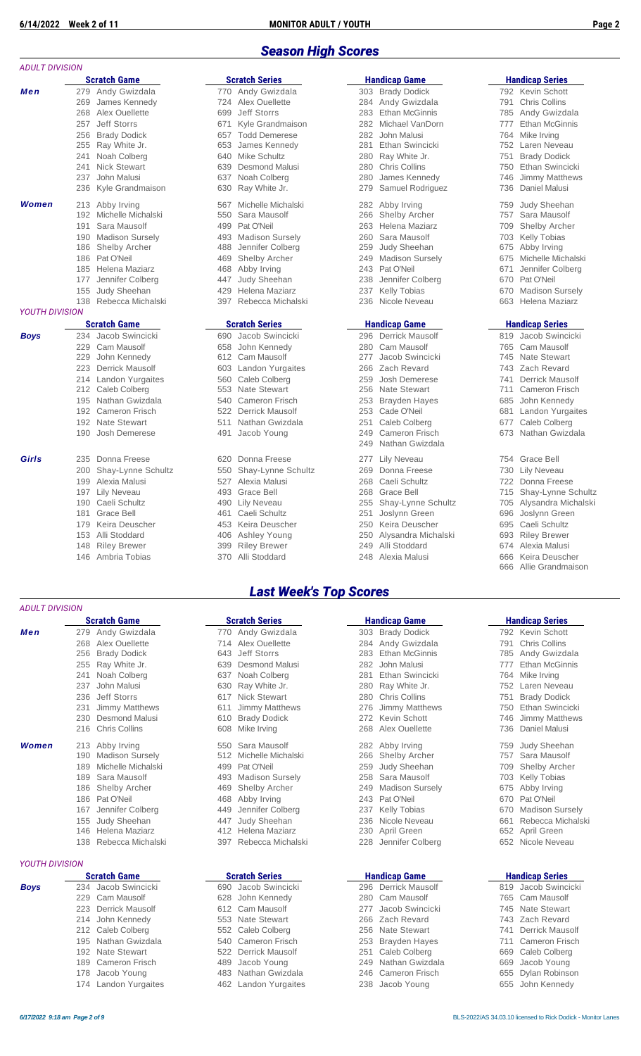## *Season High Scores*

*ADULT DIVISION*

| | Scratch Game | Scratch Series | Handicap Game | Handicap Series |
|---|---|---|---|---|
| ***Men*** | 279 Andy Gwizdala | 770 Andy Gwizdala | 303 Brady Dodick | 792 Kevin Schott |
| | 269 James Kennedy | 724 Alex Ouellette | 284 Andy Gwizdala | 791 Chris Collins |
| | 268 Alex Ouellette | 699 Jeff Storrs | 283 Ethan McGinnis | 785 Andy Gwizdala |
| | 257 Jeff Storrs | 671 Kyle Grandmaison | 282 Michael VanDorn | 777 Ethan McGinnis |
| | 256 Brady Dodick | 657 Todd Demerese | 282 John Malusi | 764 Mike Irving |
| | 255 Ray White Jr. | 653 James Kennedy | 281 Ethan Swincicki | 752 Laren Neveau |
| | 241 Noah Colberg | 640 Mike Schultz | 280 Ray White Jr. | 751 Brady Dodick |
| | 241 Nick Stewart | 639 Desmond Malusi | 280 Chris Collins | 750 Ethan Swincicki |
| | 237 John Malusi | 637 Noah Colberg | 280 James Kennedy | 746 Jimmy Matthews |
| | 236 Kyle Grandmaison | 630 Ray White Jr. | 279 Samuel Rodriguez | 736 Daniel Malusi |
| ***Women*** | 213 Abby Irving | 567 Michelle Michalski | 282 Abby Irving | 759 Judy Sheehan |
| | 192 Michelle Michalski | 550 Sara Mausolf | 266 Shelby Archer | 757 Sara Mausolf |
| | 191 Sara Mausolf | 499 Pat O'Neil | 263 Helena Maziarz | 709 Shelby Archer |
| | 190 Madison Sursely | 493 Madison Sursely | 260 Sara Mausolf | 703 Kelly Tobias |
| | 186 Shelby Archer | 488 Jennifer Colberg | 259 Judy Sheehan | 675 Abby Irving |
| | 186 Pat O'Neil | 469 Shelby Archer | 249 Madison Sursely | 675 Michelle Michalski |
| | 185 Helena Maziarz | 468 Abby Irving | 243 Pat O'Neil | 671 Jennifer Colberg |
| | 177 Jennifer Colberg | 447 Judy Sheehan | 238 Jennifer Colberg | 670 Pat O'Neil |
| | 155 Judy Sheehan | 429 Helena Maziarz | 237 Kelly Tobias | 670 Madison Sursely |
| | 138 Rebecca Michalski | 397 Rebecca Michalski | 236 Nicole Neveau | 663 Helena Maziarz |

*YOUTH DIVISION*

| | Scratch Game | Scratch Series | Handicap Game | Handicap Series |
|---|---|---|---|---|
| ***Boys*** | 234 Jacob Swincicki | 690 Jacob Swincicki | 296 Derrick Mausolf | 819 Jacob Swincicki |
| | 229 Cam Mausolf | 658 John Kennedy | 280 Cam Mausolf | 765 Cam Mausolf |
| | 229 John Kennedy | 612 Cam Mausolf | 277 Jacob Swincicki | 745 Nate Stewart |
| | 223 Derrick Mausolf | 603 Landon Yurgaites | 266 Zach Revard | 743 Zach Revard |
| | 214 Landon Yurgaites | 560 Caleb Colberg | 259 Josh Demerese | 741 Derrick Mausolf |
| | 212 Caleb Colberg | 553 Nate Stewart | 256 Nate Stewart | 711 Cameron Frisch |
| | 195 Nathan Gwizdala | 540 Cameron Frisch | 253 Brayden Hayes | 685 John Kennedy |
| | 192 Cameron Frisch | 522 Derrick Mausolf | 253 Cade O'Neil | 681 Landon Yurgaites |
| | 192 Nate Stewart | 511 Nathan Gwizdala | 251 Caleb Colberg | 677 Caleb Colberg |
| | 190 Josh Demerese | 491 Jacob Young | 249 Cameron Frisch | 673 Nathan Gwizdala |
| | | | 249 Nathan Gwizdala | |
| ***Girls*** | 235 Donna Freese | 620 Donna Freese | 277 Lily Neveau | 754 Grace Bell |
| | 200 Shay-Lynne Schultz | 550 Shay-Lynne Schultz | 269 Donna Freese | 730 Lily Neveau |
| | 199 Alexia Malusi | 527 Alexia Malusi | 268 Caeli Schultz | 722 Donna Freese |
| | 197 Lily Neveau | 493 Grace Bell | 268 Grace Bell | 715 Shay-Lynne Schultz |
| | 190 Caeli Schultz | 490 Lily Neveau | 255 Shay-Lynne Schultz | 705 Alysandra Michalski |
| | 181 Grace Bell | 461 Caeli Schultz | 251 Joslynn Green | 696 Joslynn Green |
| | 179 Keira Deuscher | 453 Keira Deuscher | 250 Keira Deuscher | 695 Caeli Schultz |
| | 153 Alli Stoddard | 406 Ashley Young | 250 Alysandra Michalski | 693 Riley Brewer |
| | 148 Riley Brewer | 399 Riley Brewer | 249 Alli Stoddard | 674 Alexia Malusi |
| | 146 Ambria Tobias | 370 Alli Stoddard | 248 Alexia Malusi | 666 Keira Deuscher |
| | | | | 666 Allie Grandmaison |

## *Last Week's Top Scores*

*ADULT DIVISION*

| | Scratch Game | Scratch Series | Handicap Game | Handicap Series |
|---|---|---|---|---|
| ***Men*** | 279 Andy Gwizdala | 770 Andy Gwizdala | 303 Brady Dodick | 792 Kevin Schott |
| | 268 Alex Ouellette | 714 Alex Ouellette | 284 Andy Gwizdala | 791 Chris Collins |
| | 256 Brady Dodick | 643 Jeff Storrs | 283 Ethan McGinnis | 785 Andy Gwizdala |
| | 255 Ray White Jr. | 639 Desmond Malusi | 282 John Malusi | 777 Ethan McGinnis |
| | 241 Noah Colberg | 637 Noah Colberg | 281 Ethan Swincicki | 764 Mike Irving |
| | 237 John Malusi | 630 Ray White Jr. | 280 Ray White Jr. | 752 Laren Neveau |
| | 236 Jeff Storrs | 617 Nick Stewart | 280 Chris Collins | 751 Brady Dodick |
| | 231 Jimmy Matthews | 611 Jimmy Matthews | 276 Jimmy Matthews | 750 Ethan Swincicki |
| | 230 Desmond Malusi | 610 Brady Dodick | 272 Kevin Schott | 746 Jimmy Matthews |
| | 216 Chris Collins | 608 Mike Irving | 268 Alex Ouellette | 736 Daniel Malusi |
| ***Women*** | 213 Abby Irving | 550 Sara Mausolf | 282 Abby Irving | 759 Judy Sheehan |
| | 190 Madison Sursely | 512 Michelle Michalski | 266 Shelby Archer | 757 Sara Mausolf |
| | 189 Michelle Michalski | 499 Pat O'Neil | 259 Judy Sheehan | 709 Shelby Archer |
| | 189 Sara Mausolf | 493 Madison Sursely | 258 Sara Mausolf | 703 Kelly Tobias |
| | 186 Shelby Archer | 469 Shelby Archer | 249 Madison Sursely | 675 Abby Irving |
| | 186 Pat O'Neil | 468 Abby Irving | 243 Pat O'Neil | 670 Pat O'Neil |
| | 167 Jennifer Colberg | 449 Jennifer Colberg | 237 Kelly Tobias | 670 Madison Sursely |
| | 155 Judy Sheehan | 447 Judy Sheehan | 236 Nicole Neveau | 661 Rebecca Michalski |
| | 146 Helena Maziarz | 412 Helena Maziarz | 230 April Green | 652 April Green |
| | 138 Rebecca Michalski | 397 Rebecca Michalski | 228 Jennifer Colberg | 652 Nicole Neveau |

*YOUTH DIVISION*

| | Scratch Game | Scratch Series | Handicap Game | Handicap Series |
|---|---|---|---|---|
| ***Boys*** | 234 Jacob Swincicki | 690 Jacob Swincicki | 296 Derrick Mausolf | 819 Jacob Swincicki |
| | 229 Cam Mausolf | 628 John Kennedy | 280 Cam Mausolf | 765 Cam Mausolf |
| | 223 Derrick Mausolf | 612 Cam Mausolf | 277 Jacob Swincicki | 745 Nate Stewart |
| | 214 John Kennedy | 553 Nate Stewart | 266 Zach Revard | 743 Zach Revard |
| | 212 Caleb Colberg | 552 Caleb Colberg | 256 Nate Stewart | 741 Derrick Mausolf |
| | 195 Nathan Gwizdala | 540 Cameron Frisch | 253 Brayden Hayes | 711 Cameron Frisch |
| | 192 Nate Stewart | 522 Derrick Mausolf | 251 Caleb Colberg | 669 Caleb Colberg |
| | 189 Cameron Frisch | 489 Jacob Young | 249 Nathan Gwizdala | 669 Jacob Young |
| | 178 Jacob Young | 483 Nathan Gwizdala | 246 Cameron Frisch | 655 Dylan Robinson |
| | 174 Landon Yurgaites | 462 Landon Yurgaites | 238 Jacob Young | 655 John Kennedy |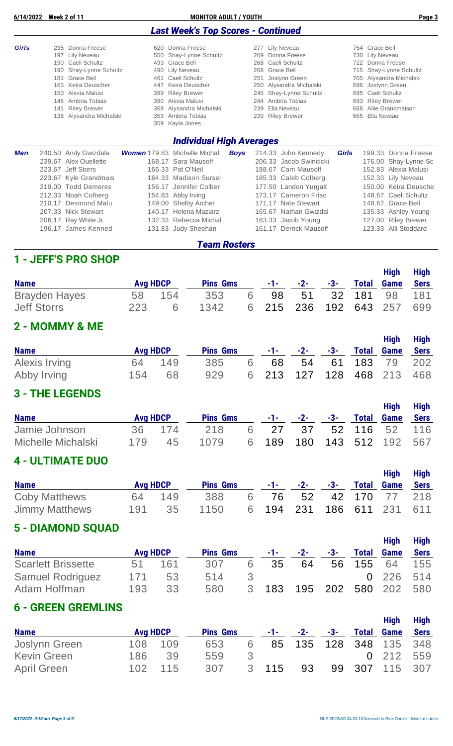## Last Week's Top Scores - Continued

**Girls**

| | | | |
|---|---|---|---|
| 235 Donna Freese | 620 Donna Freese | 277 Lily Neveau | 754 Grace Bell |
| 197 Lily Neveau | 550 Shay-Lynne Schultz | 269 Donna Freese | 730 Lily Neveau |
| 190 Caeli Schultz | 493 Grace Bell | 268 Caeli Schultz | 722 Donna Freese |
| 190 Shay-Lynne Schultz | 490 Lily Neveau | 268 Grace Bell | 715 Shay-Lynne Schultz |
| 181 Grace Bell | 461 Caeli Schultz | 251 Joslynn Green | 705 Alysandra Michalski |
| 163 Keira Deuscher | 447 Keira Deuscher | 250 Alysandra Michalski | 696 Joslynn Green |
| 150 Alexia Malusi | 399 Riley Brewer | 245 Shay-Lynne Schultz | 695 Caeli Schultz |
| 146 Ambria Tobias | 390 Alexia Malusi | 244 Ambria Tobias | 693 Riley Brewer |
| 141 Riley Brewer | 369 Alysandra Michalski | 239 Ella Neveau | 666 Allie Grandmaison |
| 138 Alysandra Michalski | 359 Ambria Tobias | 239 Riley Brewer | 665 Ella Neveau |
| | 359 Kayla Jones | | |

## Individual High Averages

| Men | Women | Boys | Girls |
|---|---|---|---|
| 240.50 Andy Gwizdala | 179.83 Michelle Michal | 214.33 John Kennedy | 199.33 Donna Freese |
| 239.67 Alex Ouellette | 168.17 Sara Mausolf | 206.33 Jacob Swincicki | 176.00 Shay-Lynne Sc |
| 223.67 Jeff Storrs | 166.33 Pat O'Neil | 188.67 Cam Mausolf | 152.83 Alexia Malusi |
| 223.67 Kyle Grandmais | 164.33 Madison Sursel | 185.33 Caleb Colberg | 152.33 Lily Neveau |
| 219.00 Todd Demeres | 156.17 Jennifer Colber | 177.50 Landon Yurgait | 150.00 Keira Deusche |
| 212.33 Noah Colberg | 154.83 Abby Irving | 173.17 Cameron Frisc | 148.67 Caeli Schultz |
| 210.17 Desmond Malu | 149.00 Shelby Archer | 171.17 Nate Stewart | 148.67 Grace Bell |
| 207.33 Nick Stewart | 140.17 Helena Maziarz | 165.67 Nathan Gwizdal | 135.33 Ashley Young |
| 206.17 Ray White Jr. | 132.33 Rebecca Michal | 163.33 Jacob Young | 127.00 Riley Brewer |
| 196.17 James Kenned | 131.83 Judy Sheehan | 161.17 Derrick Mausolf | 123.33 Alli Stoddard |

## Team Rosters

### 1 - JEFF'S PRO SHOP

| Name | Avg | HDCP | Pins | Gms | -1- | -2- | -3- | Total | High Game | High Sers |
|---|---|---|---|---|---|---|---|---|---|---|
| Brayden Hayes | 58 | 154 | 353 | 6 | 98 | 51 | 32 | 181 | 98 | 181 |
| Jeff Storrs | 223 | 6 | 1342 | 6 | 215 | 236 | 192 | 643 | 257 | 699 |

### 2 - MOMMY & ME

| Name | Avg | HDCP | Pins | Gms | -1- | -2- | -3- | Total | High Game | High Sers |
|---|---|---|---|---|---|---|---|---|---|---|
| Alexis Irving | 64 | 149 | 385 | 6 | 68 | 54 | 61 | 183 | 79 | 202 |
| Abby Irving | 154 | 68 | 929 | 6 | 213 | 127 | 128 | 468 | 213 | 468 |

### 3 - THE LEGENDS

| Name | Avg | HDCP | Pins | Gms | -1- | -2- | -3- | Total | High Game | High Sers |
|---|---|---|---|---|---|---|---|---|---|---|
| Jamie Johnson | 36 | 174 | 218 | 6 | 27 | 37 | 52 | 116 | 52 | 116 |
| Michelle Michalski | 179 | 45 | 1079 | 6 | 189 | 180 | 143 | 512 | 192 | 567 |

### 4 - ULTIMATE DUO

| Name | Avg | HDCP | Pins | Gms | -1- | -2- | -3- | Total | High Game | High Sers |
|---|---|---|---|---|---|---|---|---|---|---|
| Coby Matthews | 64 | 149 | 388 | 6 | 76 | 52 | 42 | 170 | 77 | 218 |
| Jimmy Matthews | 191 | 35 | 1150 | 6 | 194 | 231 | 186 | 611 | 231 | 611 |

### 5 - DIAMOND SQUAD

| Name | Avg | HDCP | Pins | Gms | -1- | -2- | -3- | Total | High Game | High Sers |
|---|---|---|---|---|---|---|---|---|---|---|
| Scarlett Brissette | 51 | 161 | 307 | 6 | 35 | 64 | 56 | 155 | 64 | 155 |
| Samuel Rodriguez | 171 | 53 | 514 | 3 | | | | 0 | 226 | 514 |
| Adam Hoffman | 193 | 33 | 580 | 3 | 183 | 195 | 202 | 580 | 202 | 580 |

### 6 - GREEN GREMLINS

| Name | Avg | HDCP | Pins | Gms | -1- | -2- | -3- | Total | High Game | High Sers |
|---|---|---|---|---|---|---|---|---|---|---|
| Joslynn Green | 108 | 109 | 653 | 6 | 85 | 135 | 128 | 348 | 135 | 348 |
| Kevin Green | 186 | 39 | 559 | 3 | | | | 0 | 212 | 559 |
| April Green | 102 | 115 | 307 | 3 | 115 | 93 | 99 | 307 | 115 | 307 |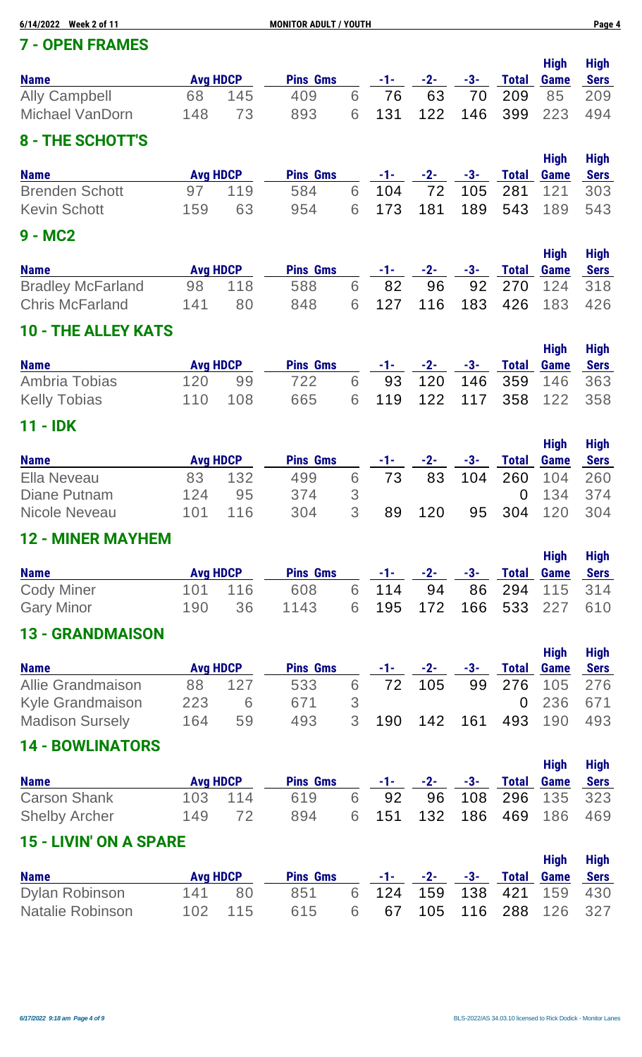## 7 - OPEN FRAMES

| Name | Avg | HDCP | Pins | Gms | -1- | -2- | -3- | Total | High Game | High Sers |
|---|---|---|---|---|---|---|---|---|---|---|
| Ally Campbell | 68 | 145 | 409 | 6 | 76 | 63 | 70 | 209 | 85 | 209 |
| Michael VanDorn | 148 | 73 | 893 | 6 | 131 | 122 | 146 | 399 | 223 | 494 |

## 8 - THE SCHOTT'S

| Name | Avg | HDCP | Pins | Gms | -1- | -2- | -3- | Total | High Game | High Sers |
|---|---|---|---|---|---|---|---|---|---|---|
| Brenden Schott | 97 | 119 | 584 | 6 | 104 | 72 | 105 | 281 | 121 | 303 |
| Kevin Schott | 159 | 63 | 954 | 6 | 173 | 181 | 189 | 543 | 189 | 543 |

## 9 - MC2

| Name | Avg | HDCP | Pins | Gms | -1- | -2- | -3- | Total | High Game | High Sers |
|---|---|---|---|---|---|---|---|---|---|---|
| Bradley McFarland | 98 | 118 | 588 | 6 | 82 | 96 | 92 | 270 | 124 | 318 |
| Chris McFarland | 141 | 80 | 848 | 6 | 127 | 116 | 183 | 426 | 183 | 426 |

## 10 - THE ALLEY KATS

| Name | Avg | HDCP | Pins | Gms | -1- | -2- | -3- | Total | High Game | High Sers |
|---|---|---|---|---|---|---|---|---|---|---|
| Ambria Tobias | 120 | 99 | 722 | 6 | 93 | 120 | 146 | 359 | 146 | 363 |
| Kelly Tobias | 110 | 108 | 665 | 6 | 119 | 122 | 117 | 358 | 122 | 358 |

## 11 - IDK

| Name | Avg | HDCP | Pins | Gms | -1- | -2- | -3- | Total | High Game | High Sers |
|---|---|---|---|---|---|---|---|---|---|---|
| Ella Neveau | 83 | 132 | 499 | 6 | 73 | 83 | 104 | 260 | 104 | 260 |
| Diane Putnam | 124 | 95 | 374 | 3 | | | | 0 | 134 | 374 |
| Nicole Neveau | 101 | 116 | 304 | 3 | 89 | 120 | 95 | 304 | 120 | 304 |

## 12 - MINER MAYHEM

| Name | Avg | HDCP | Pins | Gms | -1- | -2- | -3- | Total | High Game | High Sers |
|---|---|---|---|---|---|---|---|---|---|---|
| Cody Miner | 101 | 116 | 608 | 6 | 114 | 94 | 86 | 294 | 115 | 314 |
| Gary Minor | 190 | 36 | 1143 | 6 | 195 | 172 | 166 | 533 | 227 | 610 |

## 13 - GRANDMAISON

| Name | Avg | HDCP | Pins | Gms | -1- | -2- | -3- | Total | High Game | High Sers |
|---|---|---|---|---|---|---|---|---|---|---|
| Allie Grandmaison | 88 | 127 | 533 | 6 | 72 | 105 | 99 | 276 | 105 | 276 |
| Kyle Grandmaison | 223 | 6 | 671 | 3 | | | | 0 | 236 | 671 |
| Madison Sursely | 164 | 59 | 493 | 3 | 190 | 142 | 161 | 493 | 190 | 493 |

## 14 - BOWLINATORS

| Name | Avg | HDCP | Pins | Gms | -1- | -2- | -3- | Total | High Game | High Sers |
|---|---|---|---|---|---|---|---|---|---|---|
| Carson Shank | 103 | 114 | 619 | 6 | 92 | 96 | 108 | 296 | 135 | 323 |
| Shelby Archer | 149 | 72 | 894 | 6 | 151 | 132 | 186 | 469 | 186 | 469 |

## 15 - LIVIN' ON A SPARE

| Name | Avg | HDCP | Pins | Gms | -1- | -2- | -3- | Total | High Game | High Sers |
|---|---|---|---|---|---|---|---|---|---|---|
| Dylan Robinson | 141 | 80 | 851 | 6 | 124 | 159 | 138 | 421 | 159 | 430 |
| Natalie Robinson | 102 | 115 | 615 | 6 | 67 | 105 | 116 | 288 | 126 | 327 |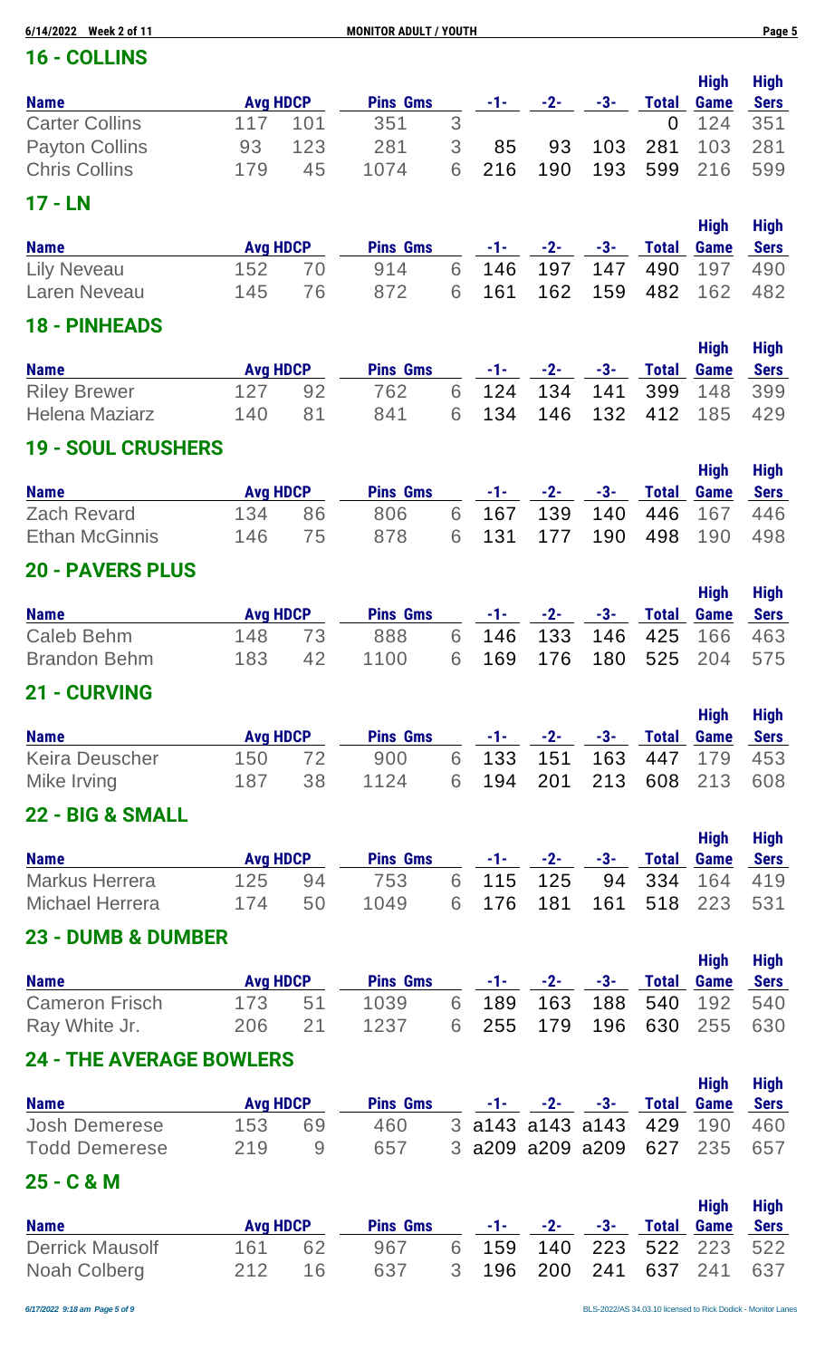## 16 - COLLINS

| Name | Avg | HDCP | Pins | Gms | -1- | -2- | -3- | Total | High Game | High Sers |
|---|---|---|---|---|---|---|---|---|---|---|
| Carter Collins | 117 | 101 | 351 | 3 | | | | 0 | 124 | 351 |
| Payton Collins | 93 | 123 | 281 | 3 | 85 | 93 | 103 | 281 | 103 | 281 |
| Chris Collins | 179 | 45 | 1074 | 6 | 216 | 190 | 193 | 599 | 216 | 599 |

## 17 - LN

| Name | Avg | HDCP | Pins | Gms | -1- | -2- | -3- | Total | High Game | High Sers |
|---|---|---|---|---|---|---|---|---|---|---|
| Lily Neveau | 152 | 70 | 914 | 6 | 146 | 197 | 147 | 490 | 197 | 490 |
| Laren Neveau | 145 | 76 | 872 | 6 | 161 | 162 | 159 | 482 | 162 | 482 |

## 18 - PINHEADS

| Name | Avg | HDCP | Pins | Gms | -1- | -2- | -3- | Total | High Game | High Sers |
|---|---|---|---|---|---|---|---|---|---|---|
| Riley Brewer | 127 | 92 | 762 | 6 | 124 | 134 | 141 | 399 | 148 | 399 |
| Helena Maziarz | 140 | 81 | 841 | 6 | 134 | 146 | 132 | 412 | 185 | 429 |

## 19 - SOUL CRUSHERS

| Name | Avg | HDCP | Pins | Gms | -1- | -2- | -3- | Total | High Game | High Sers |
|---|---|---|---|---|---|---|---|---|---|---|
| Zach Revard | 134 | 86 | 806 | 6 | 167 | 139 | 140 | 446 | 167 | 446 |
| Ethan McGinnis | 146 | 75 | 878 | 6 | 131 | 177 | 190 | 498 | 190 | 498 |

## 20 - PAVERS PLUS

| Name | Avg | HDCP | Pins | Gms | -1- | -2- | -3- | Total | High Game | High Sers |
|---|---|---|---|---|---|---|---|---|---|---|
| Caleb Behm | 148 | 73 | 888 | 6 | 146 | 133 | 146 | 425 | 166 | 463 |
| Brandon Behm | 183 | 42 | 1100 | 6 | 169 | 176 | 180 | 525 | 204 | 575 |

## 21 - CURVING

| Name | Avg | HDCP | Pins | Gms | -1- | -2- | -3- | Total | High Game | High Sers |
|---|---|---|---|---|---|---|---|---|---|---|
| Keira Deuscher | 150 | 72 | 900 | 6 | 133 | 151 | 163 | 447 | 179 | 453 |
| Mike Irving | 187 | 38 | 1124 | 6 | 194 | 201 | 213 | 608 | 213 | 608 |

## 22 - BIG & SMALL

| Name | Avg | HDCP | Pins | Gms | -1- | -2- | -3- | Total | High Game | High Sers |
|---|---|---|---|---|---|---|---|---|---|---|
| Markus Herrera | 125 | 94 | 753 | 6 | 115 | 125 | 94 | 334 | 164 | 419 |
| Michael Herrera | 174 | 50 | 1049 | 6 | 176 | 181 | 161 | 518 | 223 | 531 |

## 23 - DUMB & DUMBER

| Name | Avg | HDCP | Pins | Gms | -1- | -2- | -3- | Total | High Game | High Sers |
|---|---|---|---|---|---|---|---|---|---|---|
| Cameron Frisch | 173 | 51 | 1039 | 6 | 189 | 163 | 188 | 540 | 192 | 540 |
| Ray White Jr. | 206 | 21 | 1237 | 6 | 255 | 179 | 196 | 630 | 255 | 630 |

## 24 - THE AVERAGE BOWLERS

| Name | Avg | HDCP | Pins | Gms | -1- | -2- | -3- | Total | High Game | High Sers |
|---|---|---|---|---|---|---|---|---|---|---|
| Josh Demerese | 153 | 69 | 460 | 3 | a143 | a143 | a143 | 429 | 190 | 460 |
| Todd Demerese | 219 | 9 | 657 | 3 | a209 | a209 | a209 | 627 | 235 | 657 |

## 25 - C & M

| Name | Avg | HDCP | Pins | Gms | -1- | -2- | -3- | Total | High Game | High Sers |
|---|---|---|---|---|---|---|---|---|---|---|
| Derrick Mausolf | 161 | 62 | 967 | 6 | 159 | 140 | 223 | 522 | 223 | 522 |
| Noah Colberg | 212 | 16 | 637 | 3 | 196 | 200 | 241 | 637 | 241 | 637 |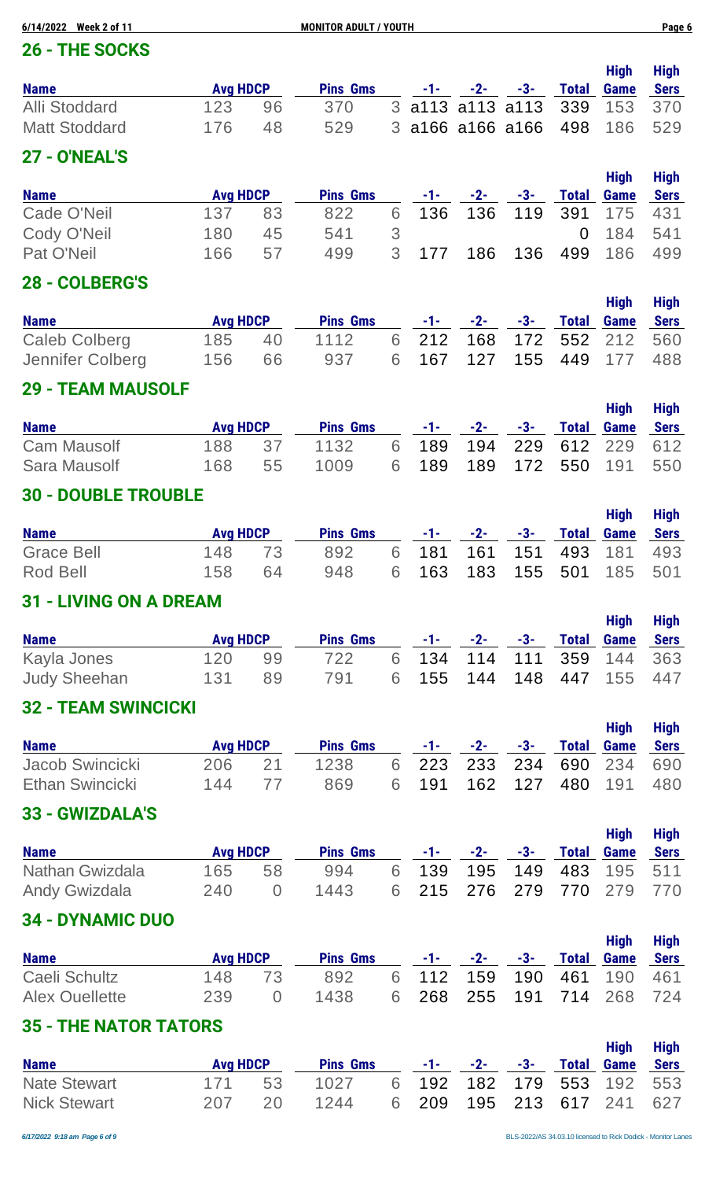## 26 - THE SOCKS

| Name | Avg | HDCP | Pins | Gms | -1- | -2- | -3- | Total | High Game | High Sers |
|---|---|---|---|---|---|---|---|---|---|---|
| Alli Stoddard | 123 | 96 | 370 | 3 | a113 | a113 | a113 | 339 | 153 | 370 |
| Matt Stoddard | 176 | 48 | 529 | 3 | a166 | a166 | a166 | 498 | 186 | 529 |

## 27 - O'NEAL'S

| Name | Avg | HDCP | Pins | Gms | -1- | -2- | -3- | Total | High Game | High Sers |
|---|---|---|---|---|---|---|---|---|---|---|
| Cade O'Neil | 137 | 83 | 822 | 6 | 136 | 136 | 119 | 391 | 175 | 431 |
| Cody O'Neil | 180 | 45 | 541 | 3 | | | | 0 | 184 | 541 |
| Pat O'Neil | 166 | 57 | 499 | 3 | 177 | 186 | 136 | 499 | 186 | 499 |

## 28 - COLBERG'S

| Name | Avg | HDCP | Pins | Gms | -1- | -2- | -3- | Total | High Game | High Sers |
|---|---|---|---|---|---|---|---|---|---|---|
| Caleb Colberg | 185 | 40 | 1112 | 6 | 212 | 168 | 172 | 552 | 212 | 560 |
| Jennifer Colberg | 156 | 66 | 937 | 6 | 167 | 127 | 155 | 449 | 177 | 488 |

## 29 - TEAM MAUSOLF

| Name | Avg | HDCP | Pins | Gms | -1- | -2- | -3- | Total | High Game | High Sers |
|---|---|---|---|---|---|---|---|---|---|---|
| Cam Mausolf | 188 | 37 | 1132 | 6 | 189 | 194 | 229 | 612 | 229 | 612 |
| Sara Mausolf | 168 | 55 | 1009 | 6 | 189 | 189 | 172 | 550 | 191 | 550 |

## 30 - DOUBLE TROUBLE

| Name | Avg | HDCP | Pins | Gms | -1- | -2- | -3- | Total | High Game | High Sers |
|---|---|---|---|---|---|---|---|---|---|---|
| Grace Bell | 148 | 73 | 892 | 6 | 181 | 161 | 151 | 493 | 181 | 493 |
| Rod Bell | 158 | 64 | 948 | 6 | 163 | 183 | 155 | 501 | 185 | 501 |

## 31 - LIVING ON A DREAM

| Name | Avg | HDCP | Pins | Gms | -1- | -2- | -3- | Total | High Game | High Sers |
|---|---|---|---|---|---|---|---|---|---|---|
| Kayla Jones | 120 | 99 | 722 | 6 | 134 | 114 | 111 | 359 | 144 | 363 |
| Judy Sheehan | 131 | 89 | 791 | 6 | 155 | 144 | 148 | 447 | 155 | 447 |

## 32 - TEAM SWINCICKI

| Name | Avg | HDCP | Pins | Gms | -1- | -2- | -3- | Total | High Game | High Sers |
|---|---|---|---|---|---|---|---|---|---|---|
| Jacob Swincicki | 206 | 21 | 1238 | 6 | 223 | 233 | 234 | 690 | 234 | 690 |
| Ethan Swincicki | 144 | 77 | 869 | 6 | 191 | 162 | 127 | 480 | 191 | 480 |

## 33 - GWIZDALA'S

| Name | Avg | HDCP | Pins | Gms | -1- | -2- | -3- | Total | High Game | High Sers |
|---|---|---|---|---|---|---|---|---|---|---|
| Nathan Gwizdala | 165 | 58 | 994 | 6 | 139 | 195 | 149 | 483 | 195 | 511 |
| Andy Gwizdala | 240 | 0 | 1443 | 6 | 215 | 276 | 279 | 770 | 279 | 770 |

## 34 - DYNAMIC DUO

| Name | Avg | HDCP | Pins | Gms | -1- | -2- | -3- | Total | High Game | High Sers |
|---|---|---|---|---|---|---|---|---|---|---|
| Caeli Schultz | 148 | 73 | 892 | 6 | 112 | 159 | 190 | 461 | 190 | 461 |
| Alex Ouellette | 239 | 0 | 1438 | 6 | 268 | 255 | 191 | 714 | 268 | 724 |

## 35 - THE NATOR TATORS

| Name | Avg | HDCP | Pins | Gms | -1- | -2- | -3- | Total | High Game | High Sers |
|---|---|---|---|---|---|---|---|---|---|---|
| Nate Stewart | 171 | 53 | 1027 | 6 | 192 | 182 | 179 | 553 | 192 | 553 |
| Nick Stewart | 207 | 20 | 1244 | 6 | 209 | 195 | 213 | 617 | 241 | 627 |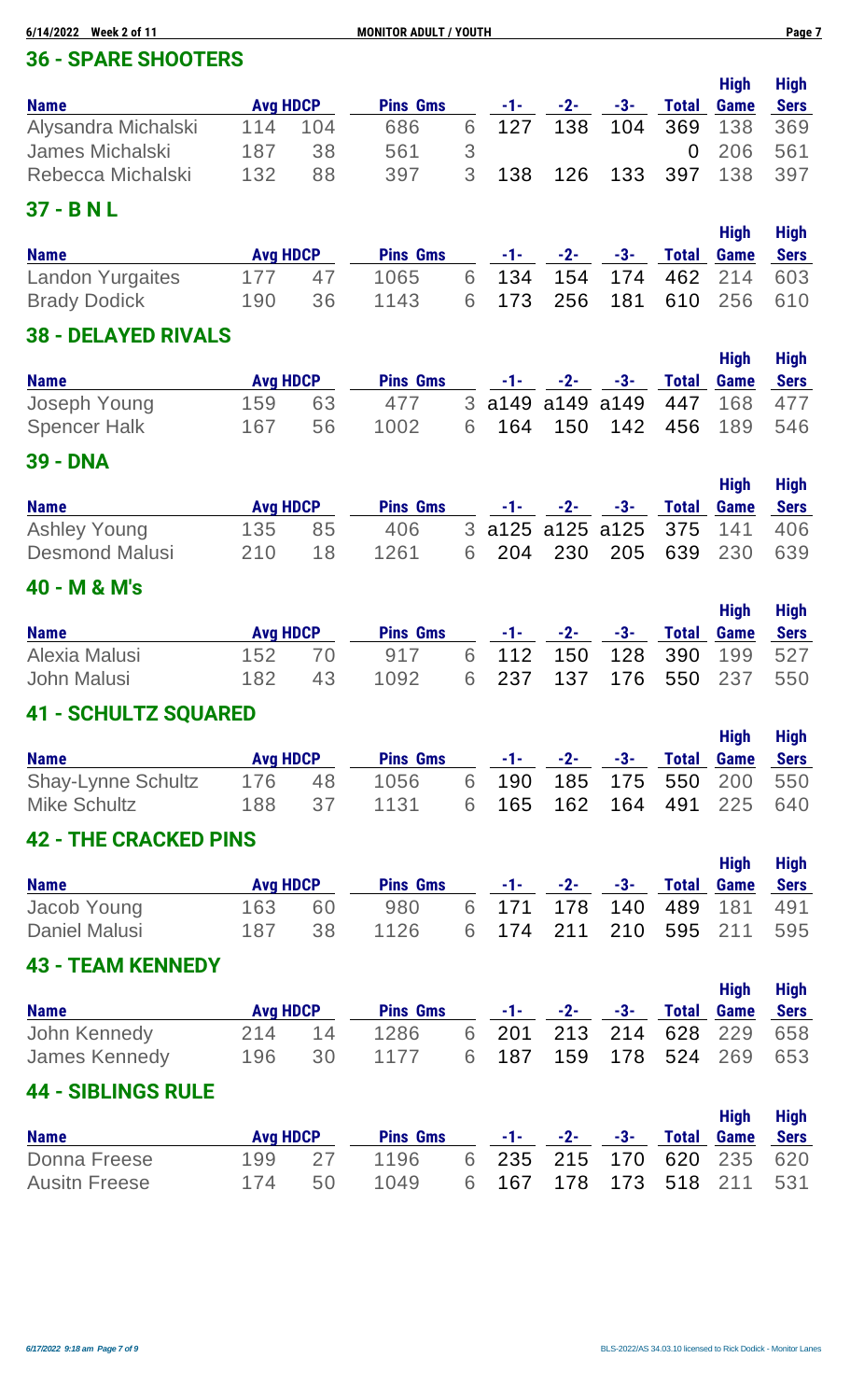## 36 - SPARE SHOOTERS

| Name | Avg | HDCP | Pins | Gms | -1- | -2- | -3- | Total | High Game | High Sers |
|---|---|---|---|---|---|---|---|---|---|---|
| Alysandra Michalski | 114 | 104 | 686 | 6 | 127 | 138 | 104 | 369 | 138 | 369 |
| James Michalski | 187 | 38 | 561 | 3 | | | | 0 | 206 | 561 |
| Rebecca Michalski | 132 | 88 | 397 | 3 | 138 | 126 | 133 | 397 | 138 | 397 |

## 37 - B N L

| Name | Avg | HDCP | Pins | Gms | -1- | -2- | -3- | Total | High Game | High Sers |
|---|---|---|---|---|---|---|---|---|---|---|
| Landon Yurgaites | 177 | 47 | 1065 | 6 | 134 | 154 | 174 | 462 | 214 | 603 |
| Brady Dodick | 190 | 36 | 1143 | 6 | 173 | 256 | 181 | 610 | 256 | 610 |

## 38 - DELAYED RIVALS

| Name | Avg | HDCP | Pins | Gms | -1- | -2- | -3- | Total | High Game | High Sers |
|---|---|---|---|---|---|---|---|---|---|---|
| Joseph Young | 159 | 63 | 477 | 3 | a149 | a149 | a149 | 447 | 168 | 477 |
| Spencer Halk | 167 | 56 | 1002 | 6 | 164 | 150 | 142 | 456 | 189 | 546 |

## 39 - DNA

| Name | Avg | HDCP | Pins | Gms | -1- | -2- | -3- | Total | High Game | High Sers |
|---|---|---|---|---|---|---|---|---|---|---|
| Ashley Young | 135 | 85 | 406 | 3 | a125 | a125 | a125 | 375 | 141 | 406 |
| Desmond Malusi | 210 | 18 | 1261 | 6 | 204 | 230 | 205 | 639 | 230 | 639 |

## 40 - M & M's

| Name | Avg | HDCP | Pins | Gms | -1- | -2- | -3- | Total | High Game | High Sers |
|---|---|---|---|---|---|---|---|---|---|---|
| Alexia Malusi | 152 | 70 | 917 | 6 | 112 | 150 | 128 | 390 | 199 | 527 |
| John Malusi | 182 | 43 | 1092 | 6 | 237 | 137 | 176 | 550 | 237 | 550 |

## 41 - SCHULTZ SQUARED

| Name | Avg | HDCP | Pins | Gms | -1- | -2- | -3- | Total | High Game | High Sers |
|---|---|---|---|---|---|---|---|---|---|---|
| Shay-Lynne Schultz | 176 | 48 | 1056 | 6 | 190 | 185 | 175 | 550 | 200 | 550 |
| Mike Schultz | 188 | 37 | 1131 | 6 | 165 | 162 | 164 | 491 | 225 | 640 |

## 42 - THE CRACKED PINS

| Name | Avg | HDCP | Pins | Gms | -1- | -2- | -3- | Total | High Game | High Sers |
|---|---|---|---|---|---|---|---|---|---|---|
| Jacob Young | 163 | 60 | 980 | 6 | 171 | 178 | 140 | 489 | 181 | 491 |
| Daniel Malusi | 187 | 38 | 1126 | 6 | 174 | 211 | 210 | 595 | 211 | 595 |

## 43 - TEAM KENNEDY

| Name | Avg | HDCP | Pins | Gms | -1- | -2- | -3- | Total | High Game | High Sers |
|---|---|---|---|---|---|---|---|---|---|---|
| John Kennedy | 214 | 14 | 1286 | 6 | 201 | 213 | 214 | 628 | 229 | 658 |
| James Kennedy | 196 | 30 | 1177 | 6 | 187 | 159 | 178 | 524 | 269 | 653 |

## 44 - SIBLINGS RULE

| Name | Avg | HDCP | Pins | Gms | -1- | -2- | -3- | Total | High Game | High Sers |
|---|---|---|---|---|---|---|---|---|---|---|
| Donna Freese | 199 | 27 | 1196 | 6 | 235 | 215 | 170 | 620 | 235 | 620 |
| Ausitn Freese | 174 | 50 | 1049 | 6 | 167 | 178 | 173 | 518 | 211 | 531 |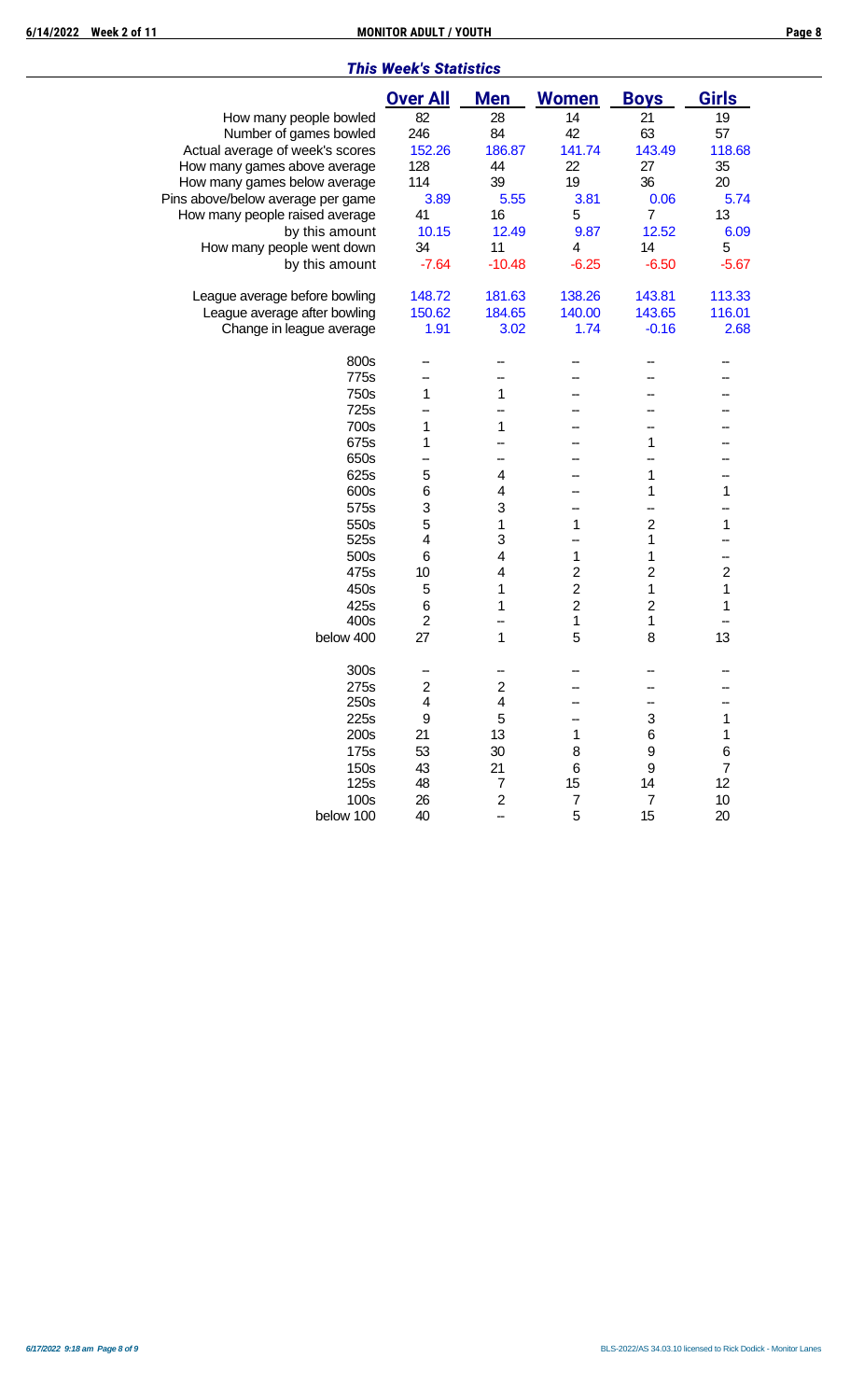## *This Week's Statistics*

| | Over All | Men | Women | Boys | Girls |
|---|---|---|---|---|---|
| How many people bowled | 82 | 28 | 14 | 21 | 19 |
| Number of games bowled | 246 | 84 | 42 | 63 | 57 |
| Actual average of week's scores | 152.26 | 186.87 | 141.74 | 143.49 | 118.68 |
| How many games above average | 128 | 44 | 22 | 27 | 35 |
| How many games below average | 114 | 39 | 19 | 36 | 20 |
| Pins above/below average per game | 3.89 | 5.55 | 3.81 | 0.06 | 5.74 |
| How many people raised average | 41 | 16 | 5 | 7 | 13 |
| by this amount | 10.15 | 12.49 | 9.87 | 12.52 | 6.09 |
| How many people went down | 34 | 11 | 4 | 14 | 5 |
| by this amount | -7.64 | -10.48 | -6.25 | -6.50 | -5.67 |
| | | | | | |
| League average before bowling | 148.72 | 181.63 | 138.26 | 143.81 | 113.33 |
| League average after bowling | 150.62 | 184.65 | 140.00 | 143.65 | 116.01 |
| Change in league average | 1.91 | 3.02 | 1.74 | -0.16 | 2.68 |
| | | | | | |
| 800s | -- | -- | -- | -- | -- |
| 775s | -- | -- | -- | -- | -- |
| 750s | 1 | 1 | -- | -- | -- |
| 725s | -- | -- | -- | -- | -- |
| 700s | 1 | 1 | -- | -- | -- |
| 675s | 1 | -- | -- | 1 | -- |
| 650s | -- | -- | -- | -- | -- |
| 625s | 5 | 4 | -- | 1 | -- |
| 600s | 6 | 4 | -- | 1 | 1 |
| 575s | 3 | 3 | -- | -- | -- |
| 550s | 5 | 1 | 1 | 2 | 1 |
| 525s | 4 | 3 | -- | 1 | -- |
| 500s | 6 | 4 | 1 | 1 | -- |
| 475s | 10 | 4 | 2 | 2 | 2 |
| 450s | 5 | 1 | 2 | 1 | 1 |
| 425s | 6 | 1 | 2 | 2 | 1 |
| 400s | 2 | -- | 1 | 1 | -- |
| below 400 | 27 | 1 | 5 | 8 | 13 |
| | | | | | |
| 300s | -- | -- | -- | -- | -- |
| 275s | 2 | 2 | -- | -- | -- |
| 250s | 4 | 4 | -- | -- | -- |
| 225s | 9 | 5 | -- | 3 | 1 |
| 200s | 21 | 13 | 1 | 6 | 1 |
| 175s | 53 | 30 | 8 | 9 | 6 |
| 150s | 43 | 21 | 6 | 9 | 7 |
| 125s | 48 | 7 | 15 | 14 | 12 |
| 100s | 26 | 2 | 7 | 7 | 10 |
| below 100 | 40 | -- | 5 | 15 | 20 |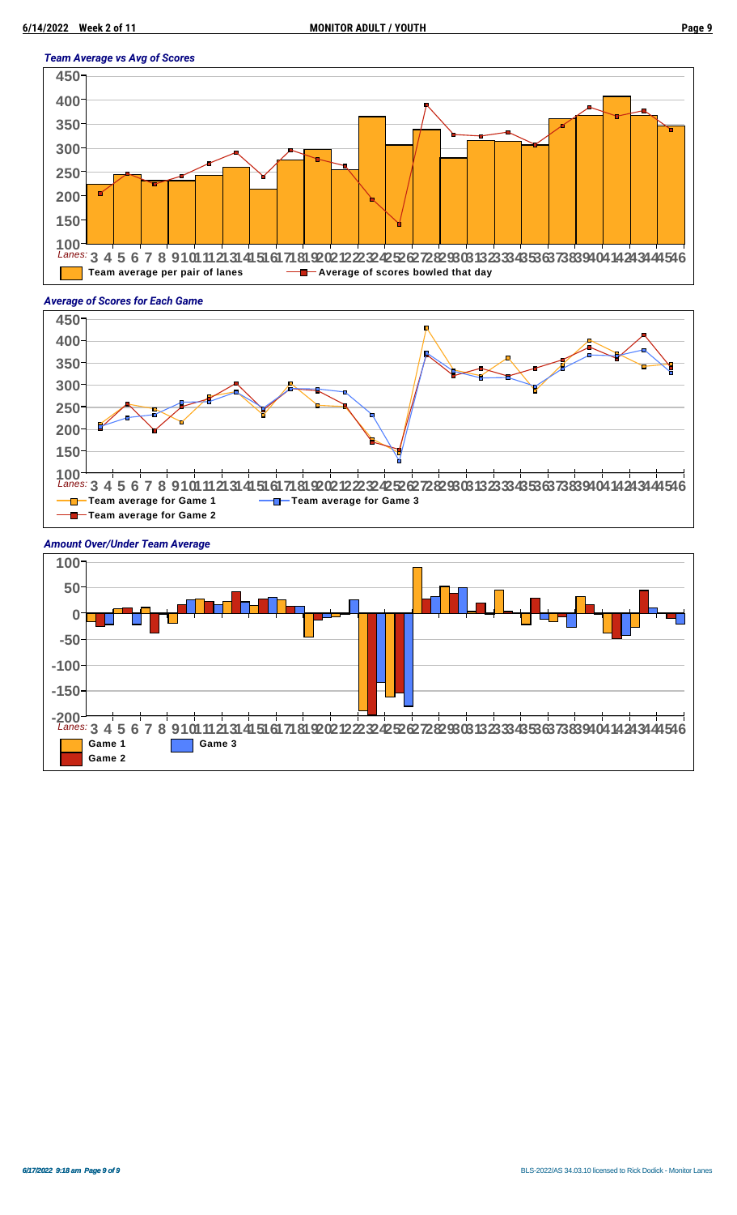*Team Average vs Avg of Scores*

450
400
350
300
250
200
150
100

Lanes: 3 4 5 6 7 8 9 10 11 12 13 14 15 16 17 18 19 20 21 22 23 24 25 26 27 28 29 30 31 32 33 34 35 36 37 38 39 40 41 42 43 44 45 46

Team average per pair of lanes

Average of scores bowled that day

*Average of Scores for Each Game*

450
400
350
300
250
200
150
100

Lanes: 3 4 5 6 7 8 9 10 11 12 13 14 15 16 17 18 19 20 21 22 23 24 25 26 27 28 29 30 31 32 33 34 35 36 37 38 39 40 41 42 43 44 45 46

Team average for Game 1

Team average for Game 3

Team average for Game 2

*Amount Over/Under Team Average*

100
50
0
-50
-100
-150
-200

Lanes: 3 4 5 6 7 8 9 10 11 12 13 14 15 16 17 18 19 20 21 22 23 24 25 26 27 28 29 30 31 32 33 34 35 36 37 38 39 40 41 42 43 44 45 46

Game 1

Game 3

Game 2